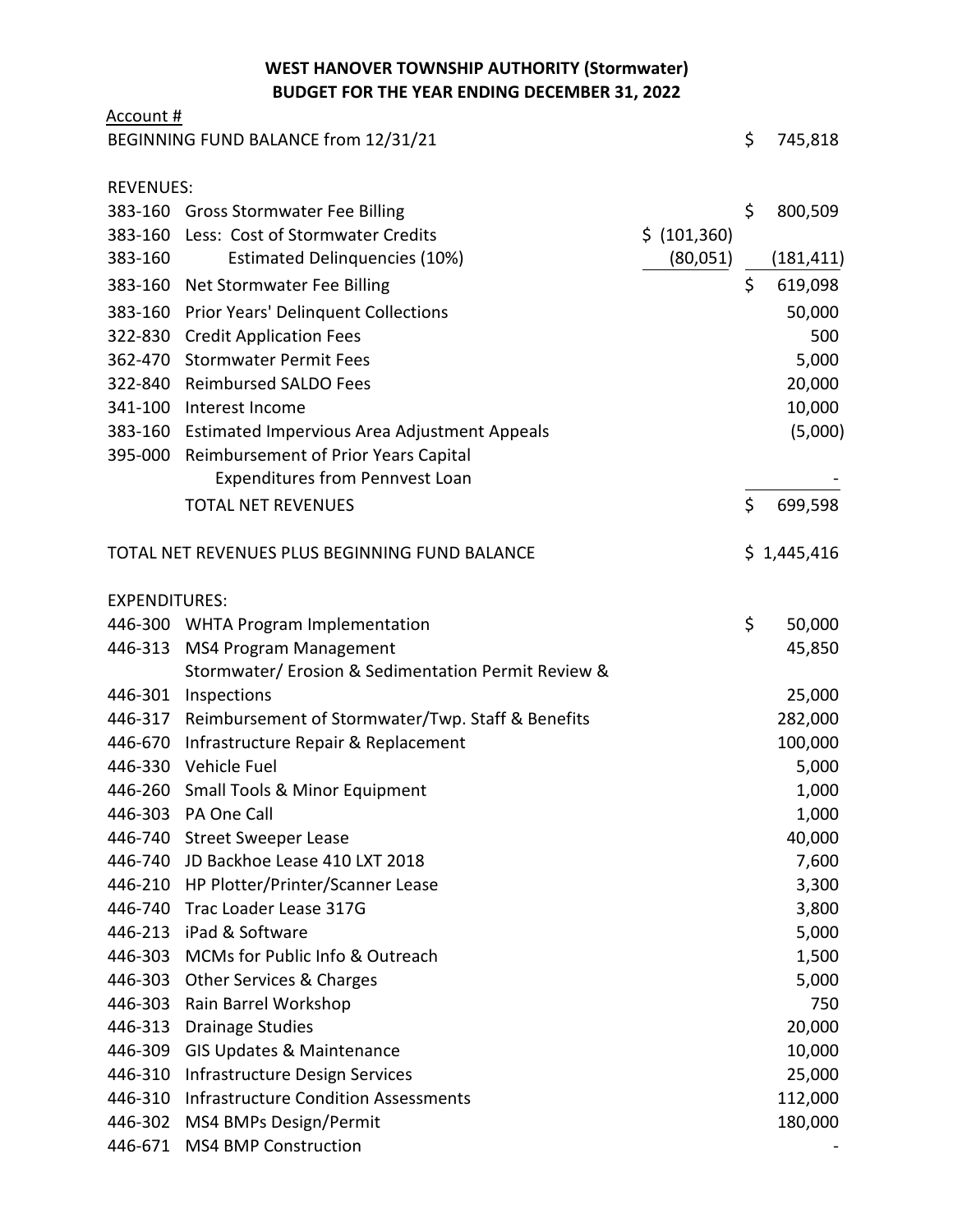**WEST HANOVER TOWNSHIP AUTHORITY (Stormwater)**
**BUDGET FOR THE YEAR ENDING DECEMBER 31, 2022**

| Account # | | | |
|---|---|---|---|
| BEGINNING FUND BALANCE from 12/31/21 | | | $ 745,818 |
| | | | |
| REVENUES: | | | |
| 383-160 | Gross Stormwater Fee Billing | | $ 800,509 |
| 383-160 | Less: Cost of Stormwater Credits | $ (101,360) | |
| 383-160 | Estimated Delinquencies (10%) | (80,051) | (181,411) |
| 383-160 | Net Stormwater Fee Billing | | $ 619,098 |
| 383-160 | Prior Years' Delinquent Collections | | 50,000 |
| 322-830 | Credit Application Fees | | 500 |
| 362-470 | Stormwater Permit Fees | | 5,000 |
| 322-840 | Reimbursed SALDO Fees | | 20,000 |
| 341-100 | Interest Income | | 10,000 |
| 383-160 | Estimated Impervious Area Adjustment Appeals | | (5,000) |
| 395-000 | Reimbursement of Prior Years Capital Expenditures from Pennvest Loan | | - |
| | TOTAL NET REVENUES | | $ 699,598 |
| | | | |
| TOTAL NET REVENUES PLUS BEGINNING FUND BALANCE | | | $ 1,445,416 |
| | | | |
| EXPENDITURES: | | | |
| 446-300 | WHTA Program Implementation | | $ 50,000 |
| 446-313 | MS4 Program Management | | 45,850 |
| 446-301 | Stormwater/ Erosion & Sedimentation Permit Review & Inspections | | 25,000 |
| 446-317 | Reimbursement of Stormwater/Twp. Staff & Benefits | | 282,000 |
| 446-670 | Infrastructure Repair & Replacement | | 100,000 |
| 446-330 | Vehicle Fuel | | 5,000 |
| 446-260 | Small Tools & Minor Equipment | | 1,000 |
| 446-303 | PA One Call | | 1,000 |
| 446-740 | Street Sweeper Lease | | 40,000 |
| 446-740 | JD Backhoe Lease 410 LXT 2018 | | 7,600 |
| 446-210 | HP Plotter/Printer/Scanner Lease | | 3,300 |
| 446-740 | Trac Loader Lease 317G | | 3,800 |
| 446-213 | iPad & Software | | 5,000 |
| 446-303 | MCMs for Public Info & Outreach | | 1,500 |
| 446-303 | Other Services & Charges | | 5,000 |
| 446-303 | Rain Barrel Workshop | | 750 |
| 446-313 | Drainage Studies | | 20,000 |
| 446-309 | GIS Updates & Maintenance | | 10,000 |
| 446-310 | Infrastructure Design Services | | 25,000 |
| 446-310 | Infrastructure Condition Assessments | | 112,000 |
| 446-302 | MS4 BMPs Design/Permit | | 180,000 |
| 446-671 | MS4 BMP Construction | | - |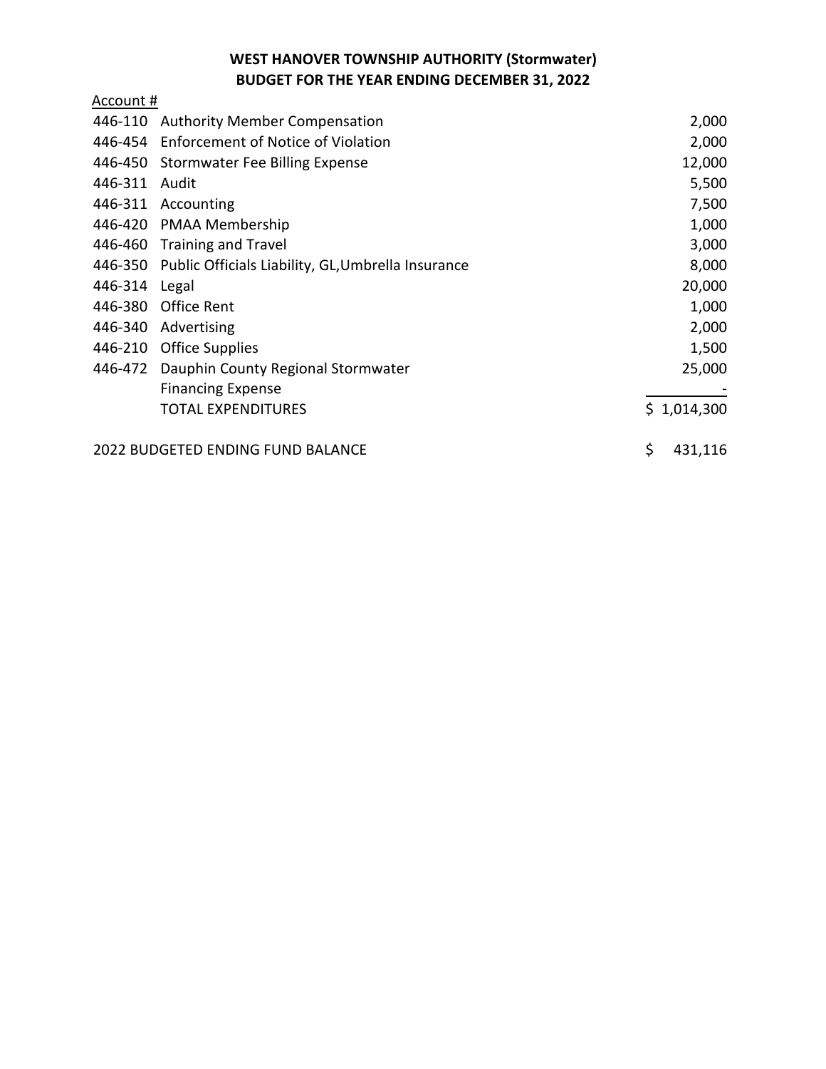**WEST HANOVER TOWNSHIP AUTHORITY (Stormwater)**
**BUDGET FOR THE YEAR ENDING DECEMBER 31, 2022**

| Account # | | |
|---|---|---|
| 446-110 | Authority Member Compensation | 2,000 |
| 446-454 | Enforcement of Notice of Violation | 2,000 |
| 446-450 | Stormwater Fee Billing Expense | 12,000 |
| 446-311 | Audit | 5,500 |
| 446-311 | Accounting | 7,500 |
| 446-420 | PMAA Membership | 1,000 |
| 446-460 | Training and Travel | 3,000 |
| 446-350 | Public Officials Liability, GL,Umbrella Insurance | 8,000 |
| 446-314 | Legal | 20,000 |
| 446-380 | Office Rent | 1,000 |
| 446-340 | Advertising | 2,000 |
| 446-210 | Office Supplies | 1,500 |
| 446-472 | Dauphin County Regional Stormwater | 25,000 |
| | Financing Expense | - |
| | TOTAL EXPENDITURES | $ 1,014,300 |
| | | |
| 2022 BUDGETED ENDING FUND BALANCE | | $ 431,116 |